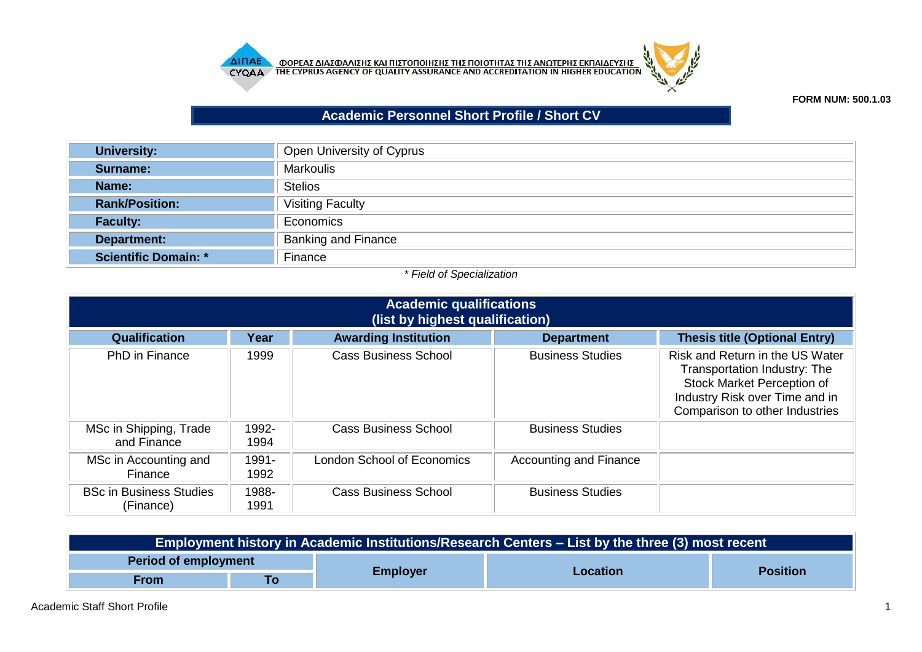ΦΟΡΕΑΣ ΔΙΑΣΦΑΛΙΣΗΣ ΚΑΙ ΠΙΣΤΟΠΟΙΗΣΗΣ ΤΗΣ ΠΟΙΟΤΗΤΑΣ ΤΗΣ ΑΝΩΤΕΡΗΣ ΕΚΠΑΙΔΕΥΣΗΣ
THE CYPRUS AGENCY OF QUALITY ASSURANCE AND ACCREDITATION IN HIGHER EDUCATION

**FORM NUM: 500.1.03**

# Academic Personnel Short Profile / Short CV

| | |
|---|---|
| **University:** | Open University of Cyprus |
| **Surname:** | Markoulis |
| **Name:** | Stelios |
| **Rank/Position:** | Visiting Faculty |
| **Faculty:** | Economics |
| **Department:** | Banking and Finance |
| **Scientific Domain: *** | Finance |

*\* Field of Specialization*

## Academic qualifications (list by highest qualification)

| Qualification | Year | Awarding Institution | Department | Thesis title (Optional Entry) |
|---|---|---|---|---|
| PhD in Finance | 1999 | Cass Business School | Business Studies | Risk and Return in the US Water Transportation Industry: The Stock Market Perception of Industry Risk over Time and in Comparison to other Industries |
| MSc in Shipping, Trade and Finance | 1992-1994 | Cass Business School | Business Studies | |
| MSc in Accounting and Finance | 1991-1992 | London School of Economics | Accounting and Finance | |
| BSc in Business Studies (Finance) | 1988-1991 | Cass Business School | Business Studies | |

## Employment history in Academic Institutions/Research Centers – List by the three (3) most recent

| Period of employment | | Employer | Location | Position |
|---|---|---|---|---|
| From | To | | | |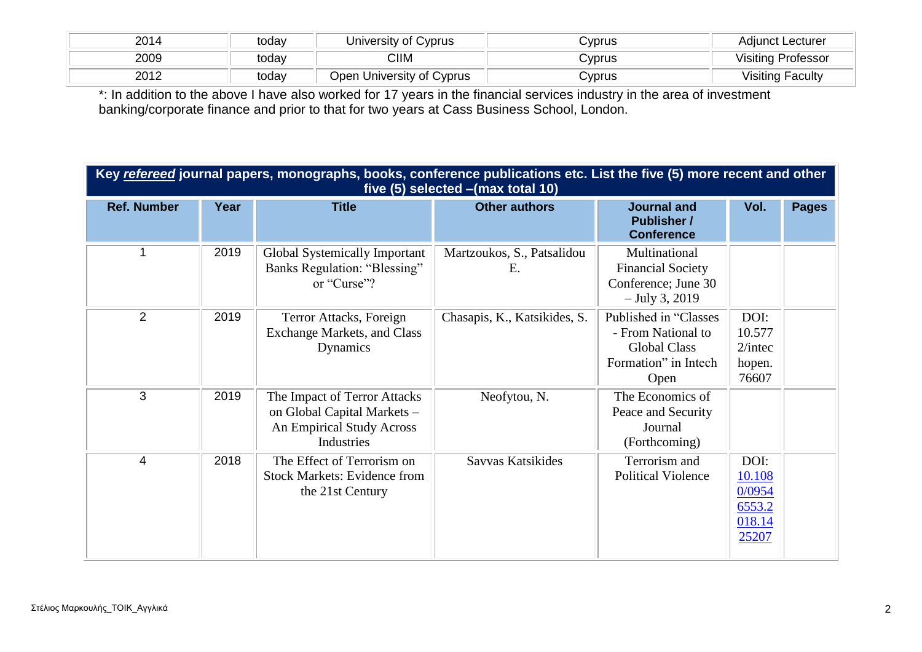| 2014 | today | University of Cyprus | Cyprus | Adjunct Lecturer |
|---|---|---|---|---|
| 2009 | today | CIIM | Cyprus | Visiting Professor |
| 2012 | today | Open University of Cyprus | Cyprus | Visiting Faculty |

*: In addition to the above I have also worked for 17 years in the financial services industry in the area of investment banking/corporate finance and prior to that for two years at Cass Business School, London.

**Key *refereed* journal papers, monographs, books, conference publications etc. List the five (5) more recent and other five (5) selected –(max total 10)**

| Ref. Number | Year | Title | Other authors | Journal and Publisher / Conference | Vol. | Pages |
|---|---|---|---|---|---|---|
| 1 | 2019 | Global Systemically Important Banks Regulation: "Blessing" or "Curse"? | Martzoukos, S., Patsalidou E. | Multinational Financial Society Conference; June 30 – July 3, 2019 | | |
| 2 | 2019 | Terror Attacks, Foreign Exchange Markets, and Class Dynamics | Chasapis, K., Katsikides, S. | Published in "Classes - From National to Global Class Formation" in Intech Open | DOI: 10.5772/intechopen.76607 | |
| 3 | 2019 | The Impact of Terror Attacks on Global Capital Markets – An Empirical Study Across Industries | Neofytou, N. | The Economics of Peace and Security Journal (Forthcoming) | | |
| 4 | 2018 | The Effect of Terrorism on Stock Markets: Evidence from the 21st Century | Savvas Katsikides | Terrorism and Political Violence | DOI: 10.1080/09546553.2018.1425207 | |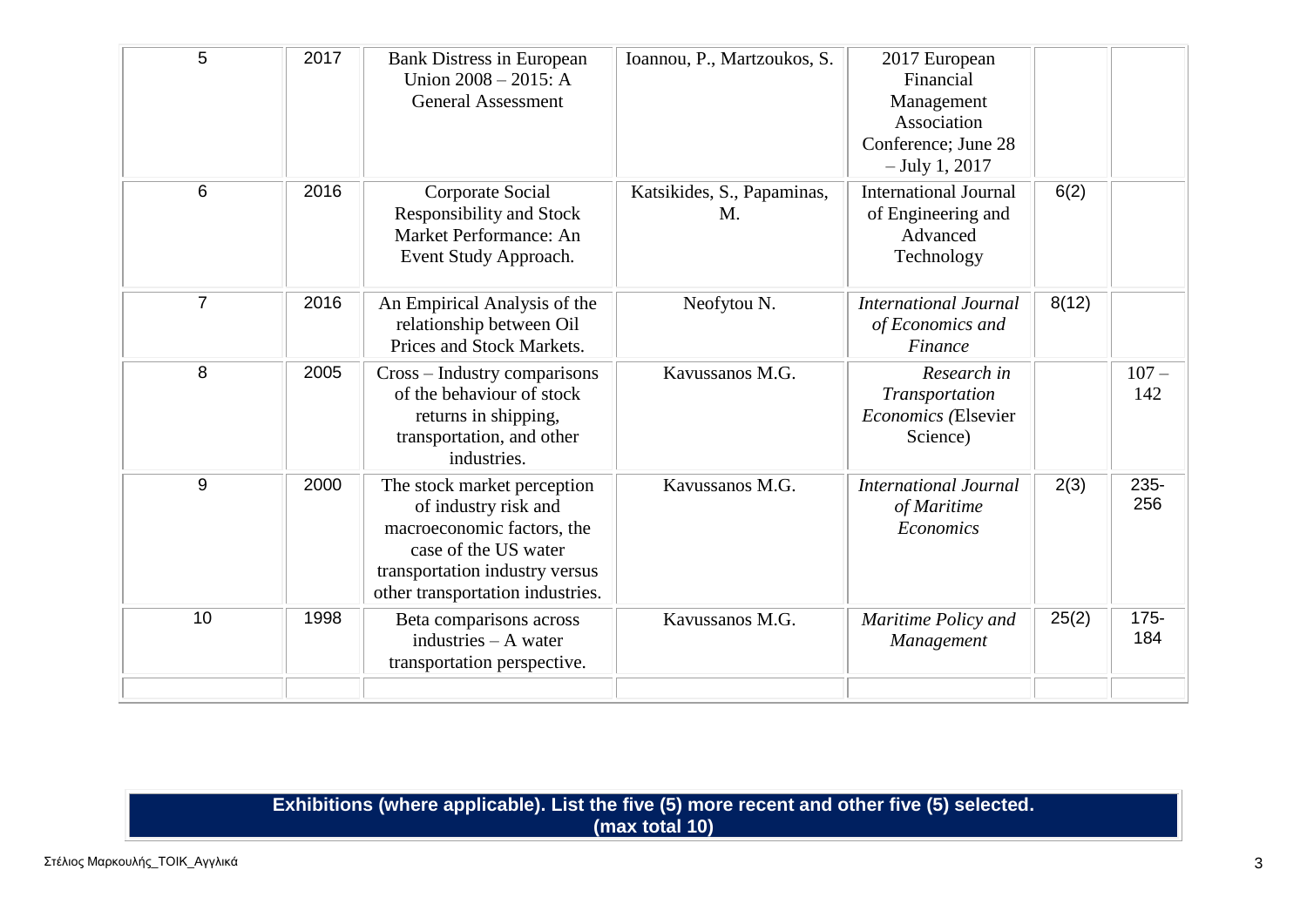| 5 | 2017 | Bank Distress in European Union 2008 – 2015: A General Assessment | Ioannou, P., Martzoukos, S. | 2017 European Financial Management Association Conference; June 28 – July 1, 2017 | | |
|---|---|---|---|---|---|---|
| 6 | 2016 | Corporate Social Responsibility and Stock Market Performance: An Event Study Approach. | Katsikides, S., Papaminas, M. | International Journal of Engineering and Advanced Technology | 6(2) | |
| 7 | 2016 | An Empirical Analysis of the relationship between Oil Prices and Stock Markets. | Neofytou N. | *International Journal of Economics and Finance* | 8(12) | |
| 8 | 2005 | Cross – Industry comparisons of the behaviour of stock returns in shipping, transportation, and other industries. | Kavussanos M.G. | *Research in Transportation Economics (*Elsevier Science) | | 107 – 142 |
| 9 | 2000 | The stock market perception of industry risk and macroeconomic factors, the case of the US water transportation industry versus other transportation industries. | Kavussanos M.G. | *International Journal of Maritime Economics* | 2(3) | 235-256 |
| 10 | 1998 | Beta comparisons across industries – A water transportation perspective. | Kavussanos M.G. | *Maritime Policy and Management* | 25(2) | 175-184 |
| | | | | | | |

**Exhibitions (where applicable). List the five (5) more recent and other five (5) selected. (max total 10)**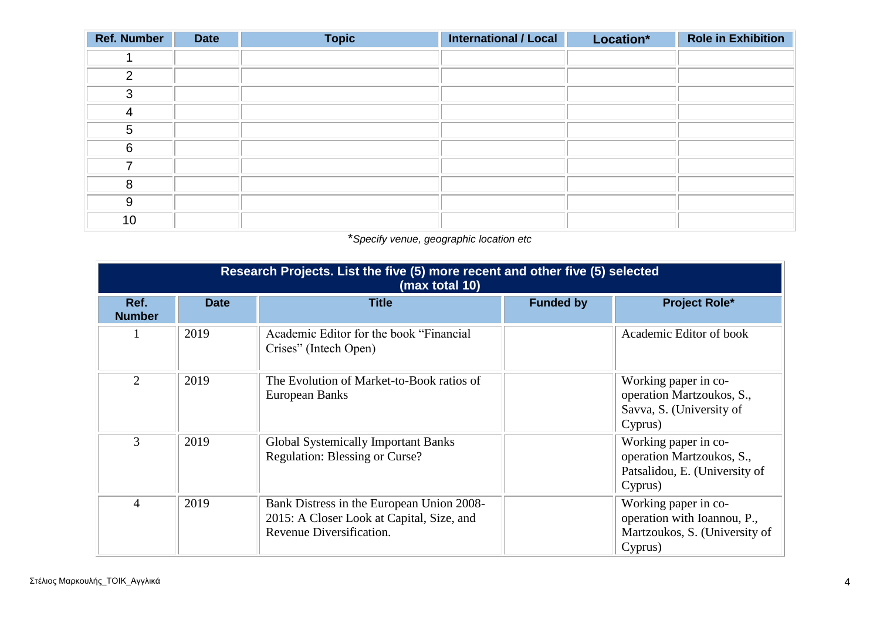| Ref. Number | Date | Topic | International / Local | Location* | Role in Exhibition |
|---|---|---|---|---|---|
| 1 | | | | | |
| 2 | | | | | |
| 3 | | | | | |
| 4 | | | | | |
| 5 | | | | | |
| 6 | | | | | |
| 7 | | | | | |
| 8 | | | | | |
| 9 | | | | | |
| 10 | | | | | |

**Specify venue, geographic location etc*

| Research Projects. List the five (5) more recent and other five (5) selected (max total 10) | | | | |
|---|---|---|---|---|
| **Ref. Number** | **Date** | **Title** | **Funded by** | **Project Role*** |
| 1 | 2019 | Academic Editor for the book "Financial Crises" (Intech Open) | | Academic Editor of book |
| 2 | 2019 | The Evolution of Market-to-Book ratios of European Banks | | Working paper in co-operation Martzoukos, S., Savva, S. (University of Cyprus) |
| 3 | 2019 | Global Systemically Important Banks Regulation: Blessing or Curse? | | Working paper in co-operation Martzoukos, S., Patsalidou, E. (University of Cyprus) |
| 4 | 2019 | Bank Distress in the European Union 2008-2015: A Closer Look at Capital, Size, and Revenue Diversification. | | Working paper in co-operation with Ioannou, P., Martzoukos, S. (University of Cyprus) |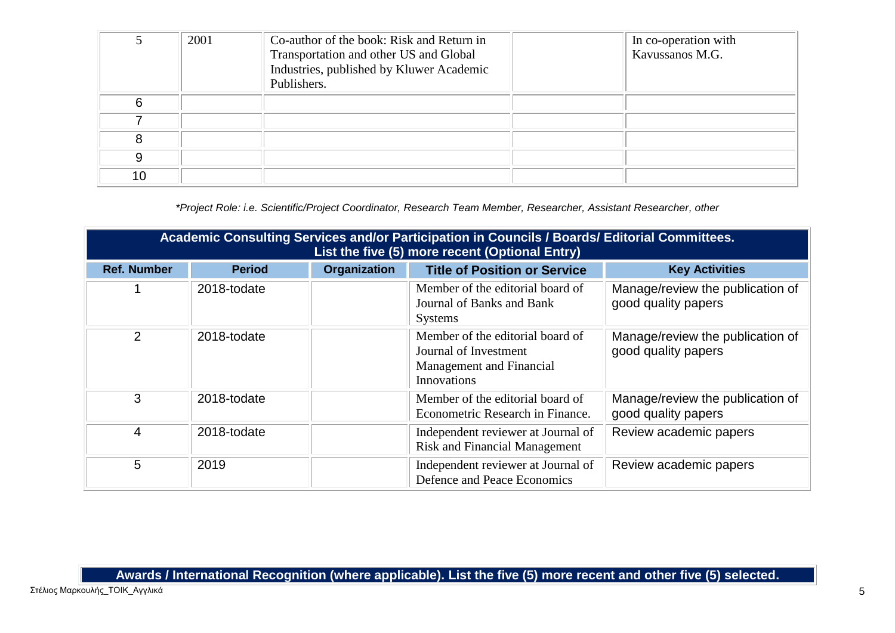| | | | | |
|---|---|---|---|---|
| 5 | 2001 | Co-author of the book: Risk and Return in Transportation and other US and Global Industries, published by Kluwer Academic Publishers. | | In co-operation with Kavussanos M.G. |
| 6 | | | | |
| 7 | | | | |
| 8 | | | | |
| 9 | | | | |
| 10 | | | | |

*\*Project Role: i.e. Scientific/Project Coordinator, Research Team Member, Researcher, Assistant Researcher, other*

**Academic Consulting Services and/or Participation in Councils / Boards/ Editorial Committees. List the five (5) more recent (Optional Entry)**

| Ref. Number | Period | Organization | Title of Position or Service | Key Activities |
|---|---|---|---|---|
| 1 | 2018-todate | | Member of the editorial board of Journal of Banks and Bank Systems | Manage/review the publication of good quality papers |
| 2 | 2018-todate | | Member of the editorial board of Journal of Investment Management and Financial Innovations | Manage/review the publication of good quality papers |
| 3 | 2018-todate | | Member of the editorial board of Econometric Research in Finance. | Manage/review the publication of good quality papers |
| 4 | 2018-todate | | Independent reviewer at Journal of Risk and Financial Management | Review academic papers |
| 5 | 2019 | | Independent reviewer at Journal of Defence and Peace Economics | Review academic papers |

**Awards / International Recognition (where applicable). List the five (5) more recent and other five (5) selected.**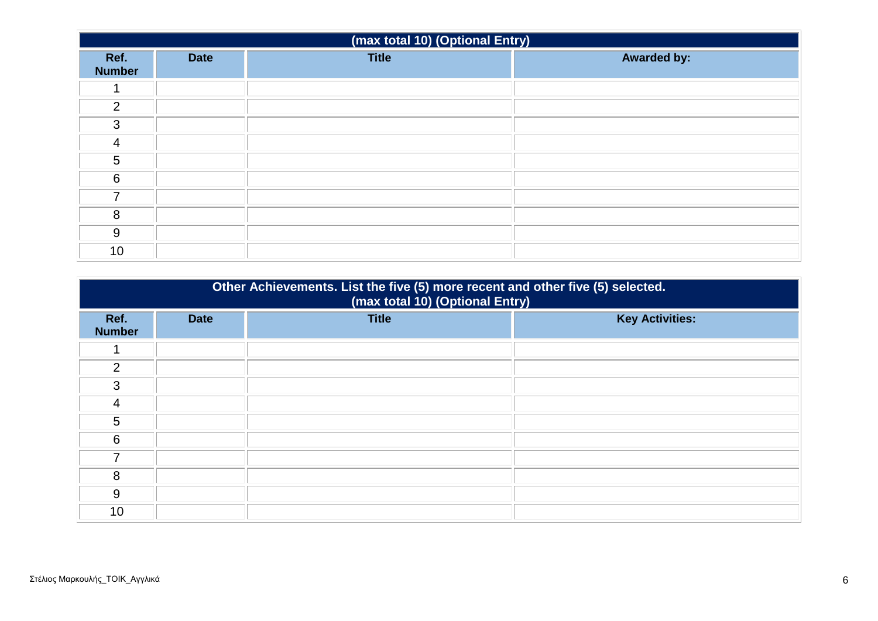| (max total 10) (Optional Entry) | | | |
|---|---|---|---|
| **Ref. Number** | **Date** | **Title** | **Awarded by:** |
| 1 | | | |
| 2 | | | |
| 3 | | | |
| 4 | | | |
| 5 | | | |
| 6 | | | |
| 7 | | | |
| 8 | | | |
| 9 | | | |
| 10 | | | |

| Other Achievements. List the five (5) more recent and other five (5) selected. (max total 10) (Optional Entry) | | | |
|---|---|---|---|
| **Ref. Number** | **Date** | **Title** | **Key Activities:** |
| 1 | | | |
| 2 | | | |
| 3 | | | |
| 4 | | | |
| 5 | | | |
| 6 | | | |
| 7 | | | |
| 8 | | | |
| 9 | | | |
| 10 | | | |